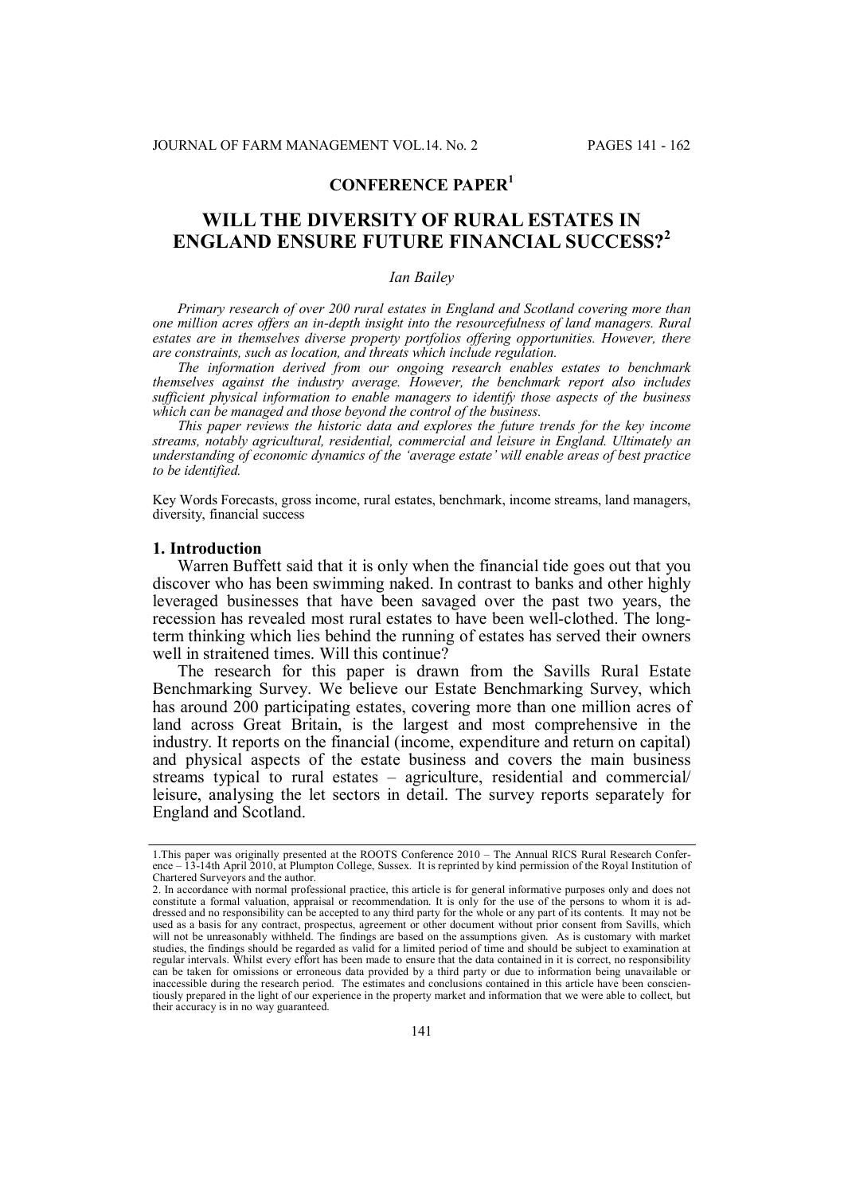**CONFERENCE PAPER**[1]

# WILL THE DIVERSITY OF RURAL ESTATES IN ENGLAND ENSURE FUTURE FINANCIAL SUCCESS?[2]

*Ian Bailey*

*Primary research of over 200 rural estates in England and Scotland covering more than one million acres offers an in-depth insight into the resourcefulness of land managers. Rural estates are in themselves diverse property portfolios offering opportunities. However, there are constraints, such as location, and threats which include regulation.*

*The information derived from our ongoing research enables estates to benchmark themselves against the industry average. However, the benchmark report also includes sufficient physical information to enable managers to identify those aspects of the business which can be managed and those beyond the control of the business.*

*This paper reviews the historic data and explores the future trends for the key income streams, notably agricultural, residential, commercial and leisure in England. Ultimately an understanding of economic dynamics of the 'average estate' will enable areas of best practice to be identified.*

Key Words Forecasts, gross income, rural estates, benchmark, income streams, land managers, diversity, financial success

## 1. Introduction

Warren Buffett said that it is only when the financial tide goes out that you discover who has been swimming naked. In contrast to banks and other highly leveraged businesses that have been savaged over the past two years, the recession has revealed most rural estates to have been well-clothed. The long-term thinking which lies behind the running of estates has served their owners well in straitened times. Will this continue?

The research for this paper is drawn from the Savills Rural Estate Benchmarking Survey. We believe our Estate Benchmarking Survey, which has around 200 participating estates, covering more than one million acres of land across Great Britain, is the largest and most comprehensive in the industry. It reports on the financial (income, expenditure and return on capital) and physical aspects of the estate business and covers the main business streams typical to rural estates – agriculture, residential and commercial/ leisure, analysing the let sectors in detail. The survey reports separately for England and Scotland.

---

1.This paper was originally presented at the ROOTS Conference 2010 – The Annual RICS Rural Research Conference – 13-14th April 2010, at Plumpton College, Sussex. It is reprinted by kind permission of the Royal Institution of Chartered Surveyors and the author.

2. In accordance with normal professional practice, this article is for general informative purposes only and does not constitute a formal valuation, appraisal or recommendation. It is only for the use of the persons to whom it is addressed and no responsibility can be accepted to any third party for the whole or any part of its contents. It may not be used as a basis for any contract, prospectus, agreement or other document without prior consent from Savills, which will not be unreasonably withheld. The findings are based on the assumptions given. As is customary with market studies, the findings should be regarded as valid for a limited period of time and should be subject to examination at regular intervals. Whilst every effort has been made to ensure that the data contained in it is correct, no responsibility can be taken for omissions or erroneous data provided by a third party or due to information being unavailable or inaccessible during the research period. The estimates and conclusions contained in this article have been conscientiously prepared in the light of our experience in the property market and information that we were able to collect, but their accuracy is in no way guaranteed.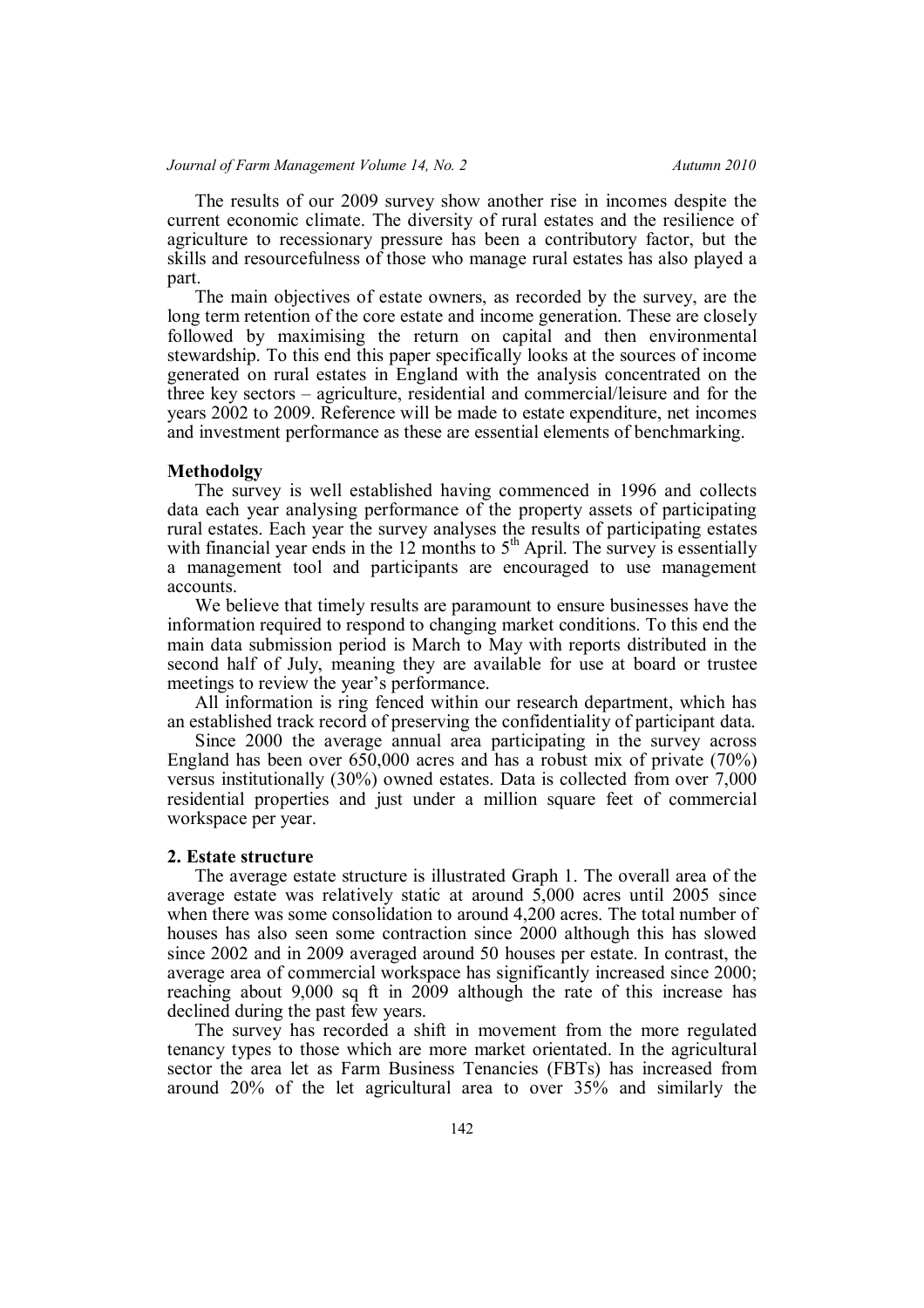The results of our 2009 survey show another rise in incomes despite the current economic climate. The diversity of rural estates and the resilience of agriculture to recessionary pressure has been a contributory factor, but the skills and resourcefulness of those who manage rural estates has also played a part.

The main objectives of estate owners, as recorded by the survey, are the long term retention of the core estate and income generation. These are closely followed by maximising the return on capital and then environmental stewardship. To this end this paper specifically looks at the sources of income generated on rural estates in England with the analysis concentrated on the three key sectors – agriculture, residential and commercial/leisure and for the years 2002 to 2009. Reference will be made to estate expenditure, net incomes and investment performance as these are essential elements of benchmarking.

**Methodolgy**

The survey is well established having commenced in 1996 and collects data each year analysing performance of the property assets of participating rural estates. Each year the survey analyses the results of participating estates with financial year ends in the 12 months to 5th April. The survey is essentially a management tool and participants are encouraged to use management accounts.

We believe that timely results are paramount to ensure businesses have the information required to respond to changing market conditions. To this end the main data submission period is March to May with reports distributed in the second half of July, meaning they are available for use at board or trustee meetings to review the year's performance.

All information is ring fenced within our research department, which has an established track record of preserving the confidentiality of participant data.

Since 2000 the average annual area participating in the survey across England has been over 650,000 acres and has a robust mix of private (70%) versus institutionally (30%) owned estates. Data is collected from over 7,000 residential properties and just under a million square feet of commercial workspace per year.

**2. Estate structure**

The average estate structure is illustrated Graph 1. The overall area of the average estate was relatively static at around 5,000 acres until 2005 since when there was some consolidation to around 4,200 acres. The total number of houses has also seen some contraction since 2000 although this has slowed since 2002 and in 2009 averaged around 50 houses per estate. In contrast, the average area of commercial workspace has significantly increased since 2000; reaching about 9,000 sq ft in 2009 although the rate of this increase has declined during the past few years.

The survey has recorded a shift in movement from the more regulated tenancy types to those which are more market orientated. In the agricultural sector the area let as Farm Business Tenancies (FBTs) has increased from around 20% of the let agricultural area to over 35% and similarly the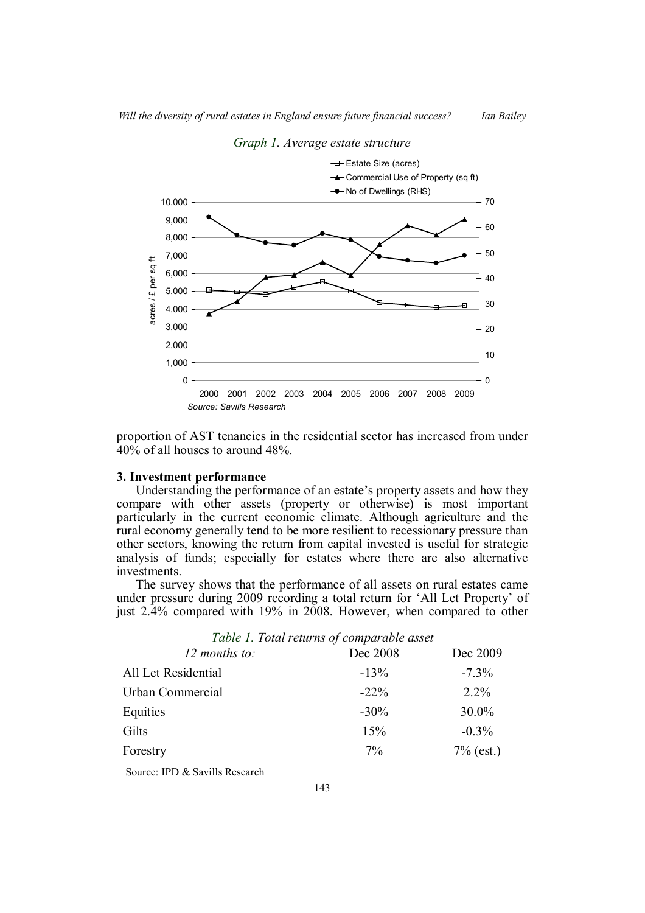*Graph 1. Average estate structure*

Source: Savills Research

proportion of AST tenancies in the residential sector has increased from under 40% of all houses to around 48%.

**3. Investment performance**

Understanding the performance of an estate's property assets and how they compare with other assets (property or otherwise) is most important particularly in the current economic climate. Although agriculture and the rural economy generally tend to be more resilient to recessionary pressure than other sectors, knowing the return from capital invested is useful for strategic analysis of funds; especially for estates where there are also alternative investments.

The survey shows that the performance of all assets on rural estates came under pressure during 2009 recording a total return for 'All Let Property' of just 2.4% compared with 19% in 2008. However, when compared to other

*Table 1. Total returns of comparable asset*

| *12 months to:* | Dec 2008 | Dec 2009 |
|---|---|---|
| All Let Residential | -13% | -7.3% |
| Urban Commercial | -22% | 2.2% |
| Equities | -30% | 30.0% |
| Gilts | 15% | -0.3% |
| Forestry | 7% | 7% (est.) |

Source: IPD & Savills Research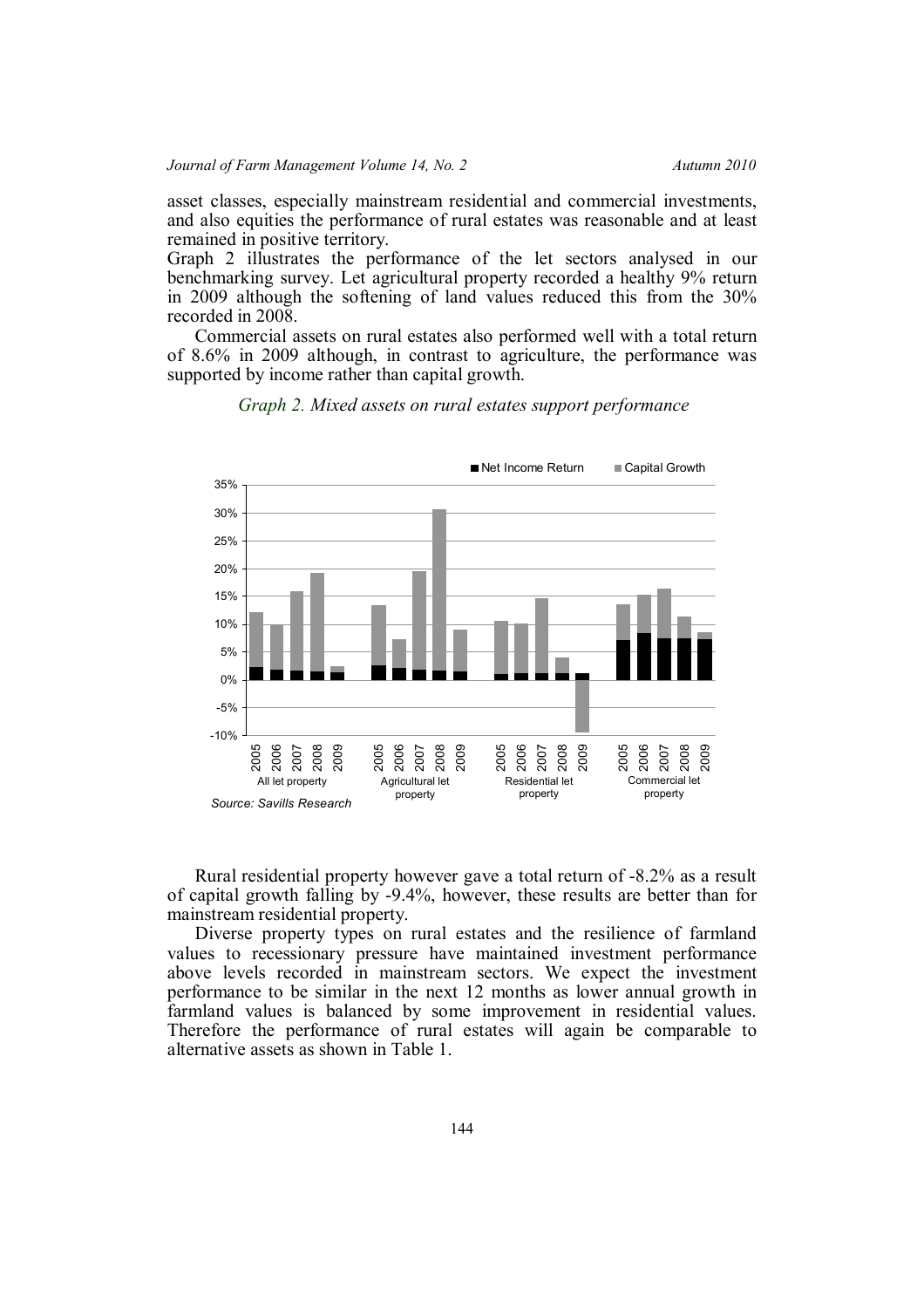asset classes, especially mainstream residential and commercial investments, and also equities the performance of rural estates was reasonable and at least remained in positive territory.

Graph 2 illustrates the performance of the let sectors analysed in our benchmarking survey. Let agricultural property recorded a healthy 9% return in 2009 although the softening of land values reduced this from the 30% recorded in 2008.

Commercial assets on rural estates also performed well with a total return of 8.6% in 2009 although, in contrast to agriculture, the performance was supported by income rather than capital growth.

*Graph 2. Mixed assets on rural estates support performance*

*Source: Savills Research*

Rural residential property however gave a total return of -8.2% as a result of capital growth falling by -9.4%, however, these results are better than for mainstream residential property.

Diverse property types on rural estates and the resilience of farmland values to recessionary pressure have maintained investment performance above levels recorded in mainstream sectors. We expect the investment performance to be similar in the next 12 months as lower annual growth in farmland values is balanced by some improvement in residential values. Therefore the performance of rural estates will again be comparable to alternative assets as shown in Table 1.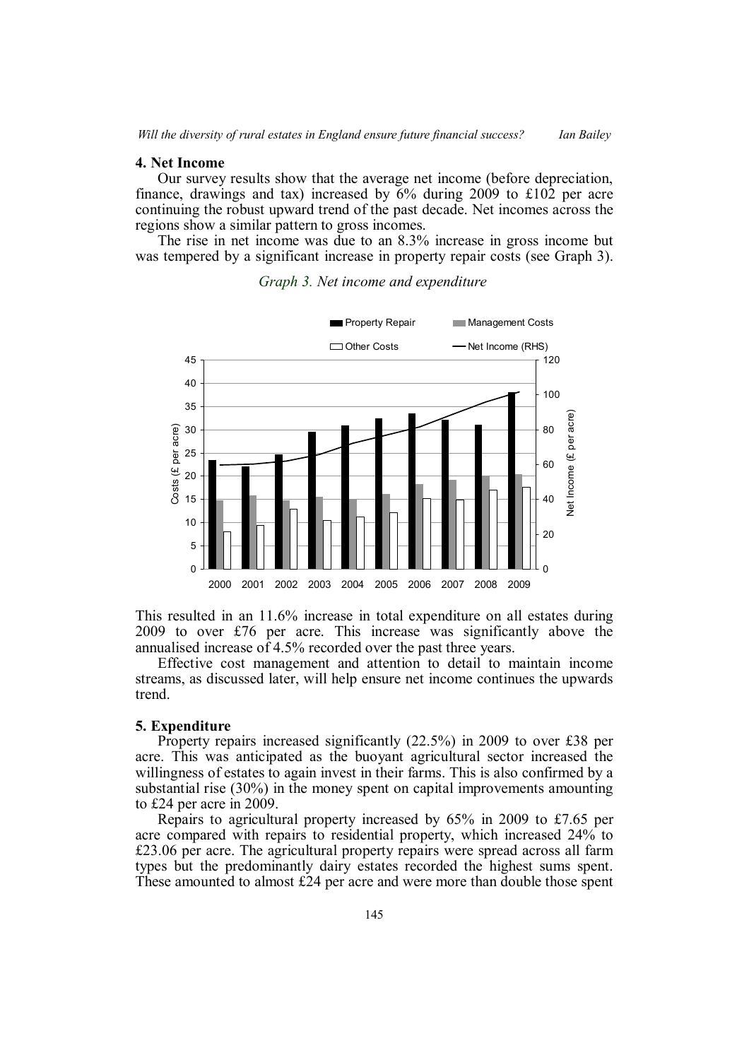## 4. Net Income

Our survey results show that the average net income (before depreciation, finance, drawings and tax) increased by 6% during 2009 to £102 per acre continuing the robust upward trend of the past decade. Net incomes across the regions show a similar pattern to gross incomes.

The rise in net income was due to an 8.3% increase in gross income but was tempered by a significant increase in property repair costs (see Graph 3).

*Graph 3. Net income and expenditure*

This resulted in an 11.6% increase in total expenditure on all estates during 2009 to over £76 per acre. This increase was significantly above the annualised increase of 4.5% recorded over the past three years.

Effective cost management and attention to detail to maintain income streams, as discussed later, will help ensure net income continues the upwards trend.

## 5. Expenditure

Property repairs increased significantly (22.5%) in 2009 to over £38 per acre. This was anticipated as the buoyant agricultural sector increased the willingness of estates to again invest in their farms. This is also confirmed by a substantial rise (30%) in the money spent on capital improvements amounting to £24 per acre in 2009.

Repairs to agricultural property increased by 65% in 2009 to £7.65 per acre compared with repairs to residential property, which increased 24% to £23.06 per acre. The agricultural property repairs were spread across all farm types but the predominantly dairy estates recorded the highest sums spent. These amounted to almost £24 per acre and were more than double those spent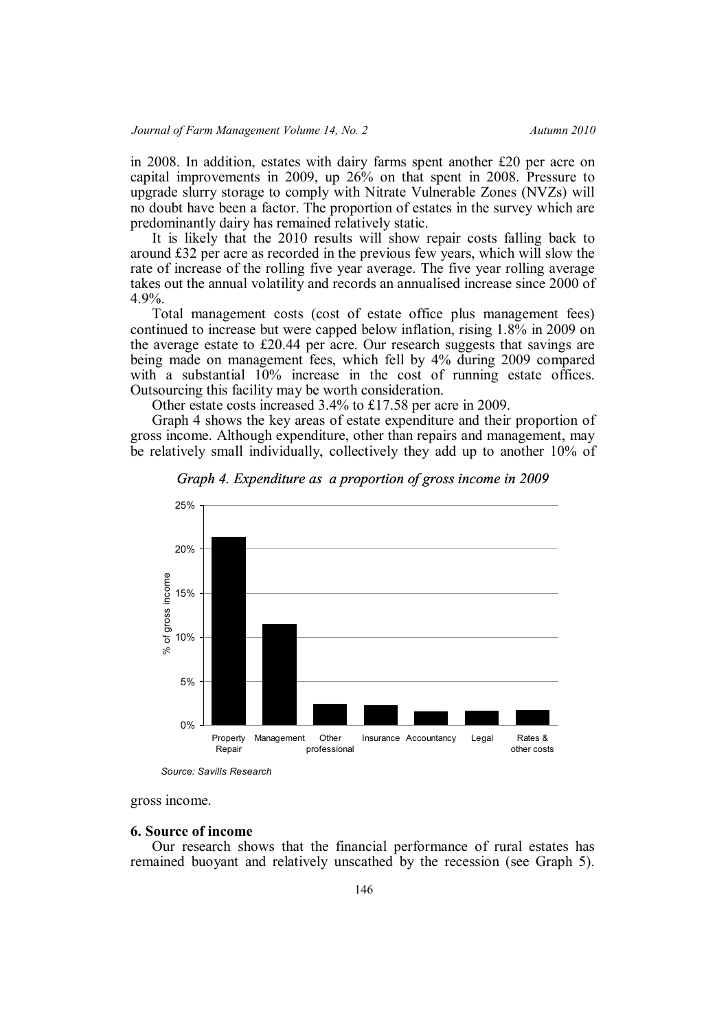in 2008. In addition, estates with dairy farms spent another £20 per acre on capital improvements in 2009, up 26% on that spent in 2008. Pressure to upgrade slurry storage to comply with Nitrate Vulnerable Zones (NVZs) will no doubt have been a factor. The proportion of estates in the survey which are predominantly dairy has remained relatively static.

It is likely that the 2010 results will show repair costs falling back to around £32 per acre as recorded in the previous few years, which will slow the rate of increase of the rolling five year average. The five year rolling average takes out the annual volatility and records an annualised increase since 2000 of 4.9%.

Total management costs (cost of estate office plus management fees) continued to increase but were capped below inflation, rising 1.8% in 2009 on the average estate to £20.44 per acre. Our research suggests that savings are being made on management fees, which fell by 4% during 2009 compared with a substantial 10% increase in the cost of running estate offices. Outsourcing this facility may be worth consideration.

Other estate costs increased 3.4% to £17.58 per acre in 2009.

Graph 4 shows the key areas of estate expenditure and their proportion of gross income. Although expenditure, other than repairs and management, may be relatively small individually, collectively they add up to another 10% of gross income.

*Graph 4. Expenditure as a proportion of gross income in 2009*

*Source: Savills Research*

## 6. Source of income

Our research shows that the financial performance of rural estates has remained buoyant and relatively unscathed by the recession (see Graph 5).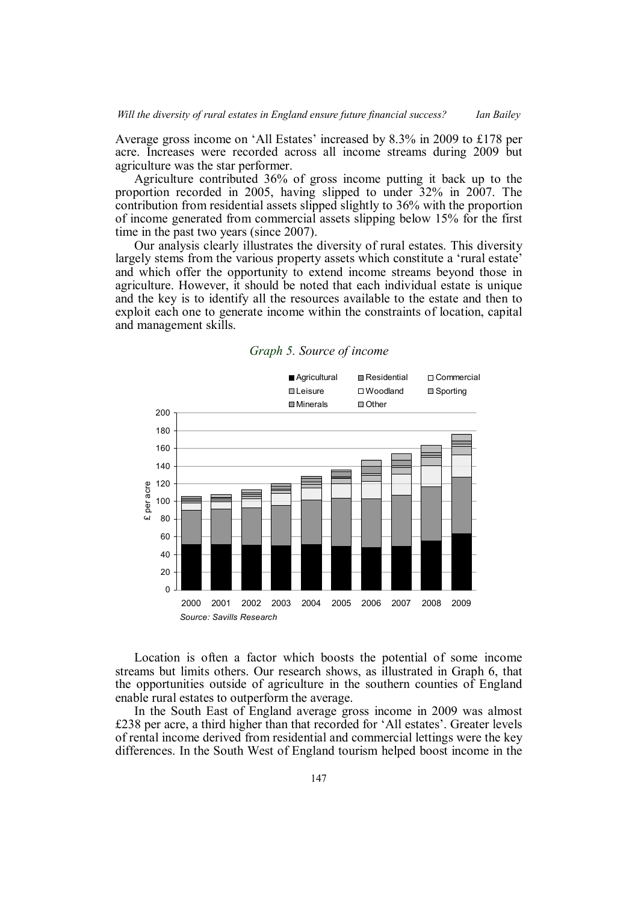Average gross income on 'All Estates' increased by 8.3% in 2009 to £178 per acre. Increases were recorded across all income streams during 2009 but agriculture was the star performer.

Agriculture contributed 36% of gross income putting it back up to the proportion recorded in 2005, having slipped to under 32% in 2007. The contribution from residential assets slipped slightly to 36% with the proportion of income generated from commercial assets slipping below 15% for the first time in the past two years (since 2007).

Our analysis clearly illustrates the diversity of rural estates. This diversity largely stems from the various property assets which constitute a 'rural estate' and which offer the opportunity to extend income streams beyond those in agriculture. However, it should be noted that each individual estate is unique and the key is to identify all the resources available to the estate and then to exploit each one to generate income within the constraints of location, capital and management skills.

*Graph 5. Source of income*

Legend: Agricultural, Residential, Commercial, Leisure, Woodland, Sporting, Minerals, Other

Y-axis: £ per acre (0–200); X-axis: 2000, 2001, 2002, 2003, 2004, 2005, 2006, 2007, 2008, 2009

*Source: Savills Research*

Location is often a factor which boosts the potential of some income streams but limits others. Our research shows, as illustrated in Graph 6, that the opportunities outside of agriculture in the southern counties of England enable rural estates to outperform the average.

In the South East of England average gross income in 2009 was almost £238 per acre, a third higher than that recorded for 'All estates'. Greater levels of rental income derived from residential and commercial lettings were the key differences. In the South West of England tourism helped boost income in the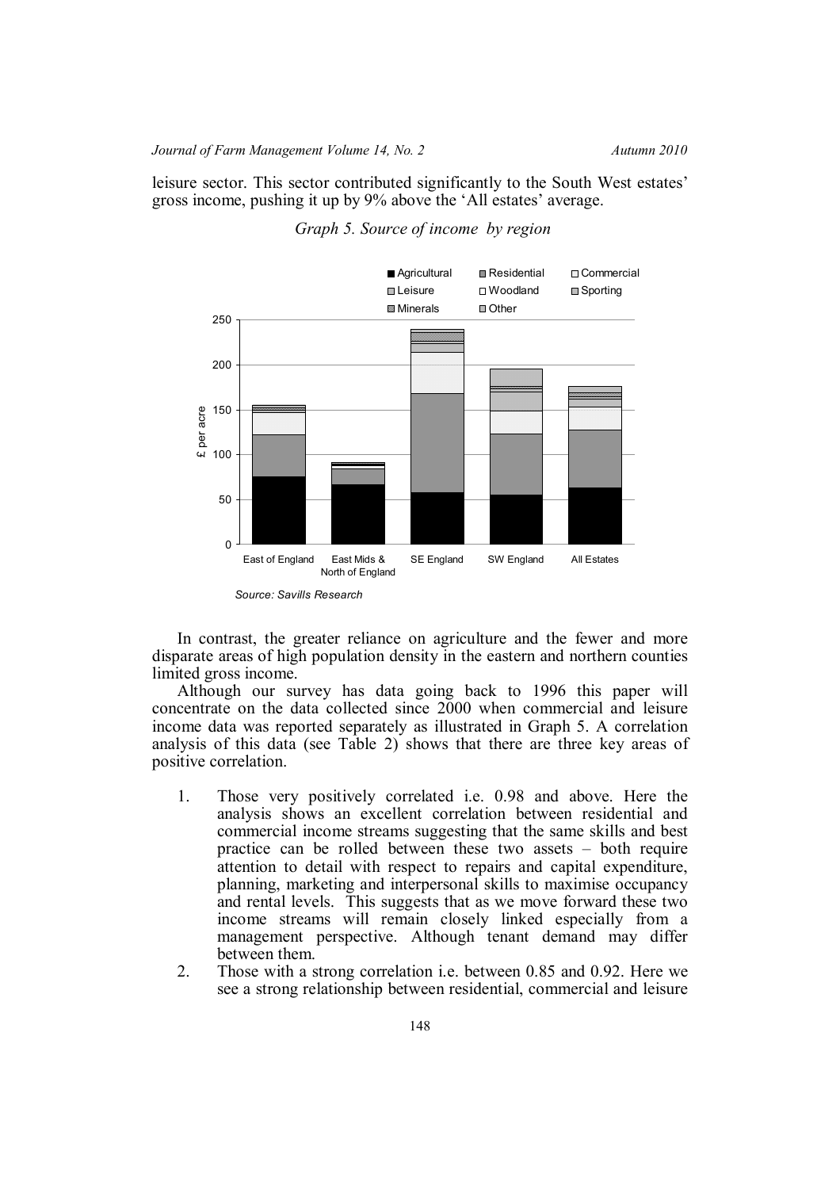leisure sector. This sector contributed significantly to the South West estates' gross income, pushing it up by 9% above the 'All estates' average.

*Graph 5. Source of income by region*

*Source: Savills Research*

In contrast, the greater reliance on agriculture and the fewer and more disparate areas of high population density in the eastern and northern counties limited gross income.

Although our survey has data going back to 1996 this paper will concentrate on the data collected since 2000 when commercial and leisure income data was reported separately as illustrated in Graph 5. A correlation analysis of this data (see Table 2) shows that there are three key areas of positive correlation.

1. Those very positively correlated i.e. 0.98 and above. Here the analysis shows an excellent correlation between residential and commercial income streams suggesting that the same skills and best practice can be rolled between these two assets – both require attention to detail with respect to repairs and capital expenditure, planning, marketing and interpersonal skills to maximise occupancy and rental levels. This suggests that as we move forward these two income streams will remain closely linked especially from a management perspective. Although tenant demand may differ between them.
2. Those with a strong correlation i.e. between 0.85 and 0.92. Here we see a strong relationship between residential, commercial and leisure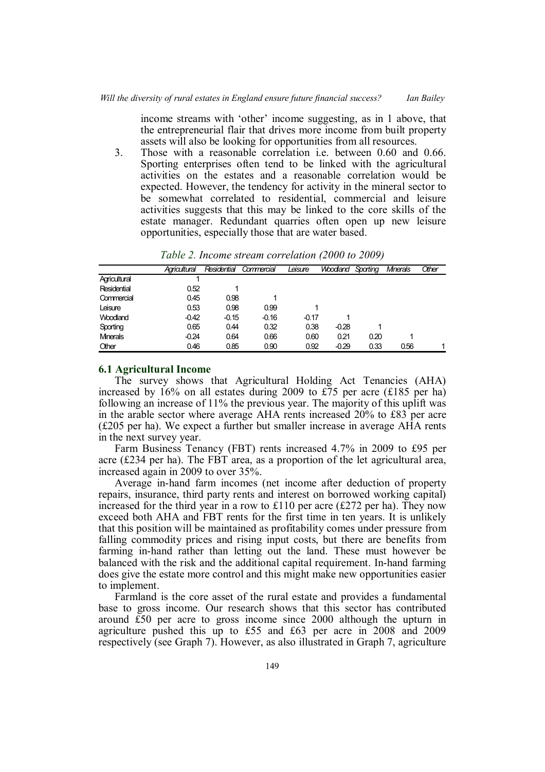income streams with 'other' income suggesting, as in 1 above, that the entrepreneurial flair that drives more income from built property assets will also be looking for opportunities from all resources.

3. Those with a reasonable correlation i.e. between 0.60 and 0.66. Sporting enterprises often tend to be linked with the agricultural activities on the estates and a reasonable correlation would be expected. However, the tendency for activity in the mineral sector to be somewhat correlated to residential, commercial and leisure activities suggests that this may be linked to the core skills of the estate manager. Redundant quarries often open up new leisure opportunities, especially those that are water based.

*Table 2. Income stream correlation (2000 to 2009)*

| | Agricultural | Residential | Commercial | Leisure | Woodland | Sporting | Minerals | Other |
|---|---|---|---|---|---|---|---|---|
| Agricultural | 1 | | | | | | | |
| Residential | 0.52 | 1 | | | | | | |
| Commercial | 0.45 | 0.98 | 1 | | | | | |
| Leisure | 0.53 | 0.98 | 0.99 | 1 | | | | |
| Woodland | -0.42 | -0.15 | -0.16 | -0.17 | 1 | | | |
| Sporting | 0.65 | 0.44 | 0.32 | 0.38 | -0.28 | 1 | | |
| Minerals | -0.24 | 0.64 | 0.66 | 0.60 | 0.21 | 0.20 | 1 | |
| Other | 0.46 | 0.85 | 0.90 | 0.92 | -0.29 | 0.33 | 0.56 | 1 |

### 6.1 Agricultural Income

The survey shows that Agricultural Holding Act Tenancies (AHA) increased by 16% on all estates during 2009 to £75 per acre (£185 per ha) following an increase of 11% the previous year. The majority of this uplift was in the arable sector where average AHA rents increased 20% to £83 per acre (£205 per ha). We expect a further but smaller increase in average AHA rents in the next survey year.

Farm Business Tenancy (FBT) rents increased 4.7% in 2009 to £95 per acre (£234 per ha). The FBT area, as a proportion of the let agricultural area, increased again in 2009 to over 35%.

Average in-hand farm incomes (net income after deduction of property repairs, insurance, third party rents and interest on borrowed working capital) increased for the third year in a row to £110 per acre (£272 per ha). They now exceed both AHA and FBT rents for the first time in ten years. It is unlikely that this position will be maintained as profitability comes under pressure from falling commodity prices and rising input costs, but there are benefits from farming in-hand rather than letting out the land. These must however be balanced with the risk and the additional capital requirement. In-hand farming does give the estate more control and this might make new opportunities easier to implement.

Farmland is the core asset of the rural estate and provides a fundamental base to gross income. Our research shows that this sector has contributed around £50 per acre to gross income since 2000 although the upturn in agriculture pushed this up to £55 and £63 per acre in 2008 and 2009 respectively (see Graph 7). However, as also illustrated in Graph 7, agriculture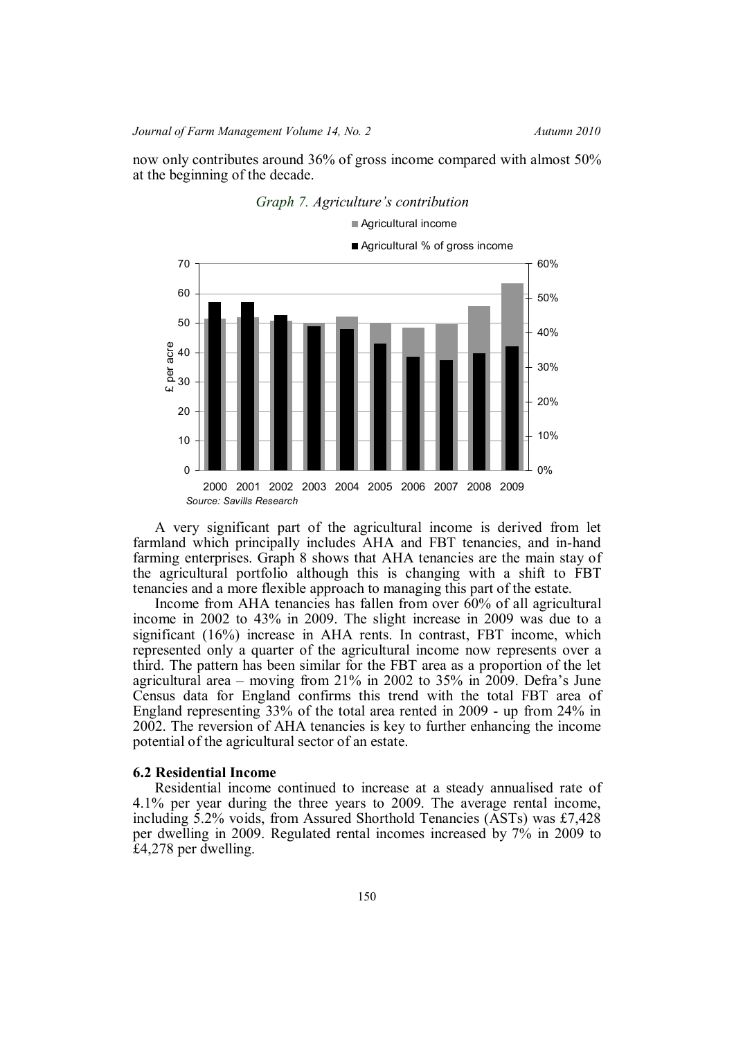now only contributes around 36% of gross income compared with almost 50% at the beginning of the decade.

*Graph 7. Agriculture's contribution*

Source: Savills Research

A very significant part of the agricultural income is derived from let farmland which principally includes AHA and FBT tenancies, and in-hand farming enterprises. Graph 8 shows that AHA tenancies are the main stay of the agricultural portfolio although this is changing with a shift to FBT tenancies and a more flexible approach to managing this part of the estate.

Income from AHA tenancies has fallen from over 60% of all agricultural income in 2002 to 43% in 2009. The slight increase in 2009 was due to a significant (16%) increase in AHA rents. In contrast, FBT income, which represented only a quarter of the agricultural income now represents over a third. The pattern has been similar for the FBT area as a proportion of the let agricultural area – moving from 21% in 2002 to 35% in 2009. Defra's June Census data for England confirms this trend with the total FBT area of England representing 33% of the total area rented in 2009 - up from 24% in 2002. The reversion of AHA tenancies is key to further enhancing the income potential of the agricultural sector of an estate.

**6.2 Residential Income**

Residential income continued to increase at a steady annualised rate of 4.1% per year during the three years to 2009. The average rental income, including 5.2% voids, from Assured Shorthold Tenancies (ASTs) was £7,428 per dwelling in 2009. Regulated rental incomes increased by 7% in 2009 to £4,278 per dwelling.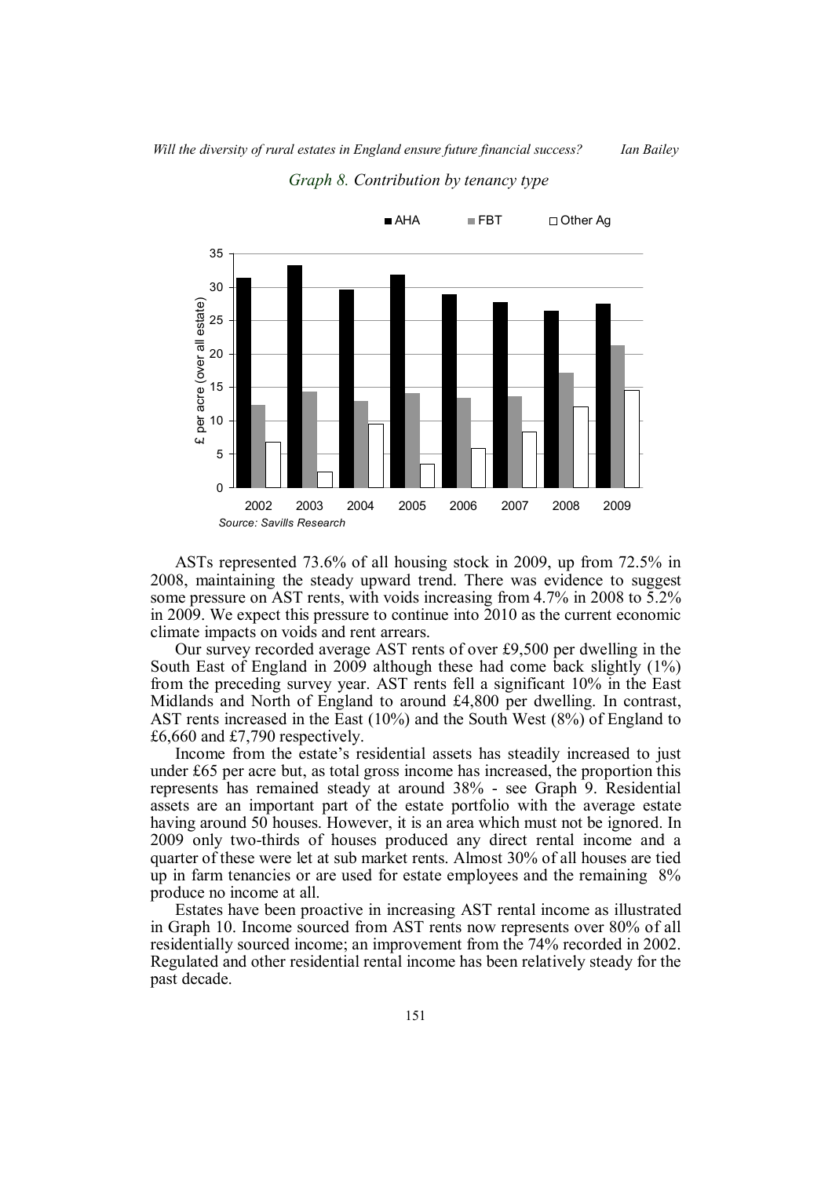*Graph 8. Contribution by tenancy type*

Source: Savills Research

ASTs represented 73.6% of all housing stock in 2009, up from 72.5% in 2008, maintaining the steady upward trend. There was evidence to suggest some pressure on AST rents, with voids increasing from 4.7% in 2008 to 5.2% in 2009. We expect this pressure to continue into 2010 as the current economic climate impacts on voids and rent arrears.

Our survey recorded average AST rents of over £9,500 per dwelling in the South East of England in 2009 although these had come back slightly (1%) from the preceding survey year. AST rents fell a significant 10% in the East Midlands and North of England to around £4,800 per dwelling. In contrast, AST rents increased in the East (10%) and the South West (8%) of England to £6,660 and £7,790 respectively.

Income from the estate's residential assets has steadily increased to just under £65 per acre but, as total gross income has increased, the proportion this represents has remained steady at around 38% - see Graph 9. Residential assets are an important part of the estate portfolio with the average estate having around 50 houses. However, it is an area which must not be ignored. In 2009 only two-thirds of houses produced any direct rental income and a quarter of these were let at sub market rents. Almost 30% of all houses are tied up in farm tenancies or are used for estate employees and the remaining 8% produce no income at all.

Estates have been proactive in increasing AST rental income as illustrated in Graph 10. Income sourced from AST rents now represents over 80% of all residentially sourced income; an improvement from the 74% recorded in 2002. Regulated and other residential rental income has been relatively steady for the past decade.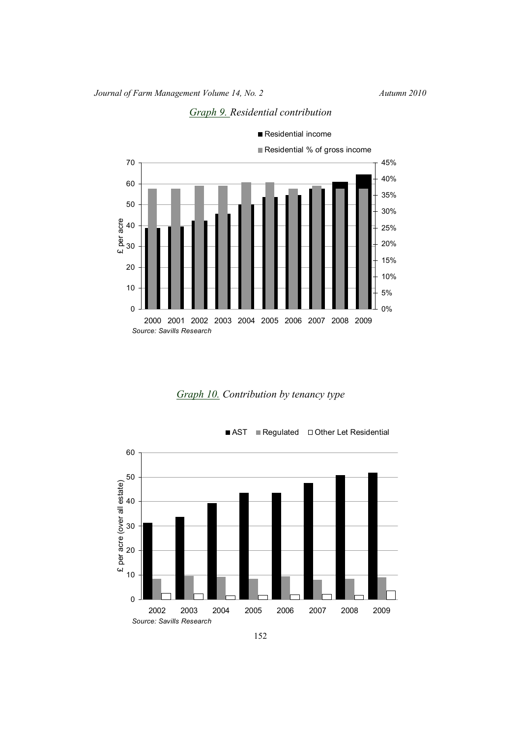*Graph 9. Residential contribution*

*Graph 10. Contribution by tenancy type*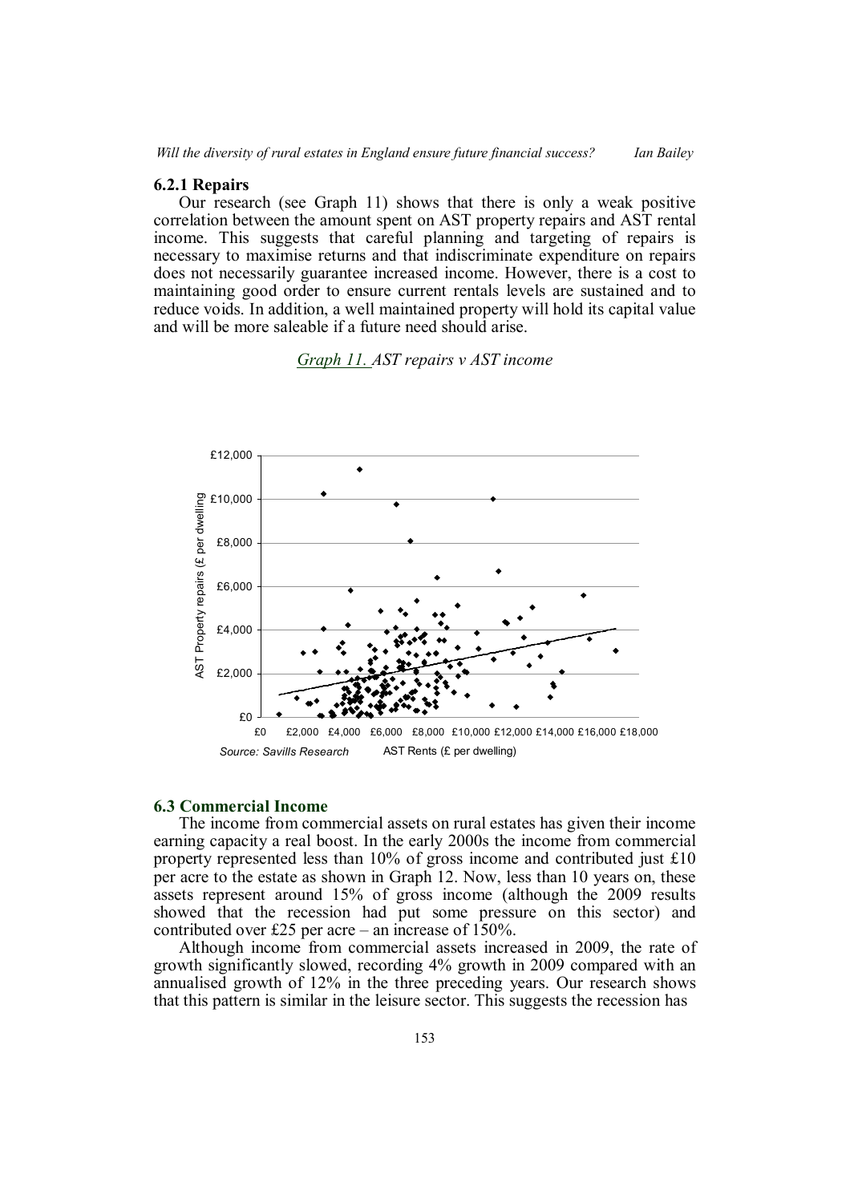### 6.2.1 Repairs

Our research (see Graph 11) shows that there is only a weak positive correlation between the amount spent on AST property repairs and AST rental income. This suggests that careful planning and targeting of repairs is necessary to maximise returns and that indiscriminate expenditure on repairs does not necessarily guarantee increased income. However, there is a cost to maintaining good order to ensure current rentals levels are sustained and to reduce voids. In addition, a well maintained property will hold its capital value and will be more saleable if a future need should arise.

*Graph 11. AST repairs v AST income*

Source: Savills Research

## 6.3 Commercial Income

The income from commercial assets on rural estates has given their income earning capacity a real boost. In the early 2000s the income from commercial property represented less than 10% of gross income and contributed just £10 per acre to the estate as shown in Graph 12. Now, less than 10 years on, these assets represent around 15% of gross income (although the 2009 results showed that the recession had put some pressure on this sector) and contributed over £25 per acre – an increase of 150%.

Although income from commercial assets increased in 2009, the rate of growth significantly slowed, recording 4% growth in 2009 compared with an annualised growth of 12% in the three preceding years. Our research shows that this pattern is similar in the leisure sector. This suggests the recession has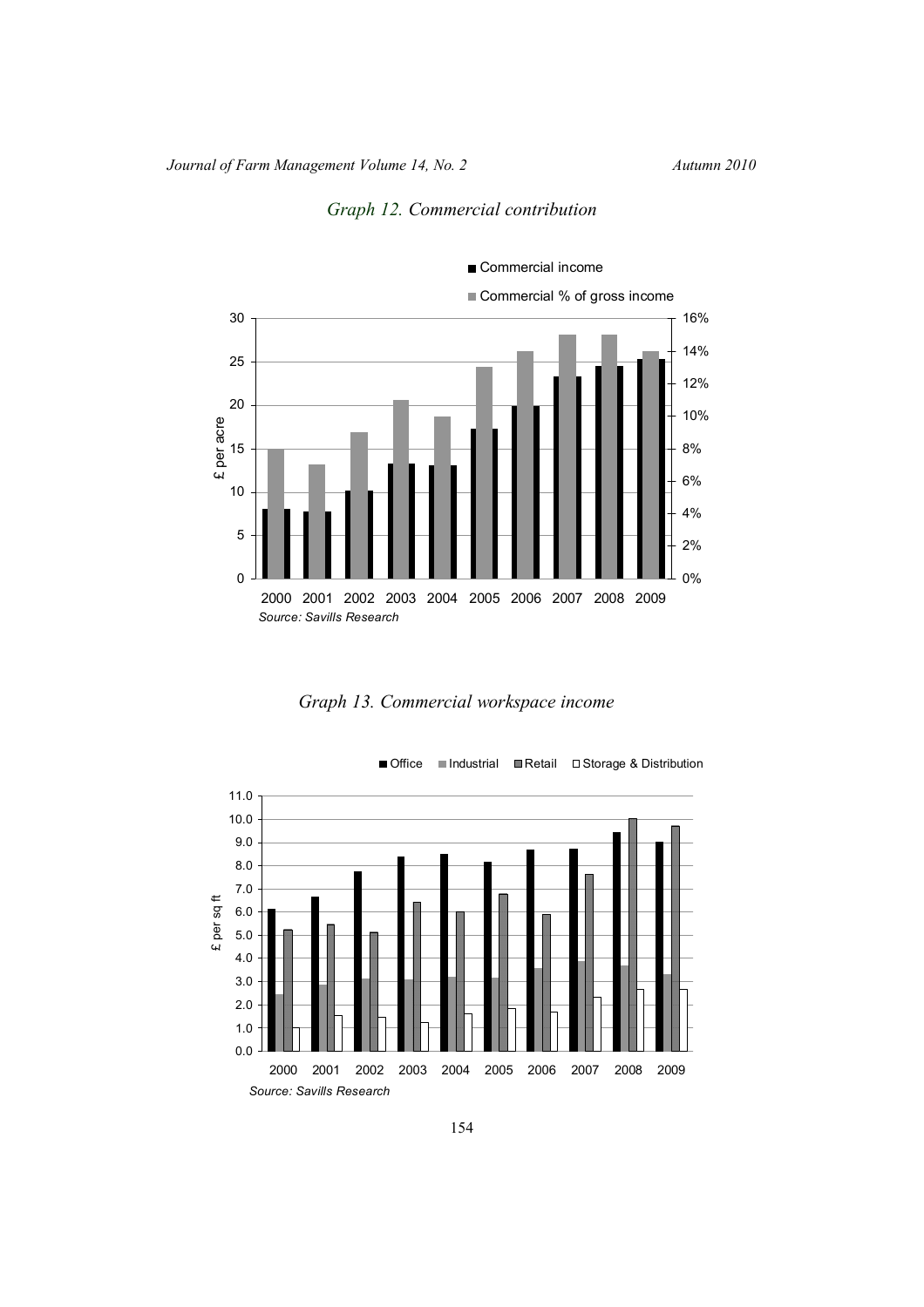*Graph 12. Commercial contribution*

*Source: Savills Research*

*Graph 13. Commercial workspace income*

*Source: Savills Research*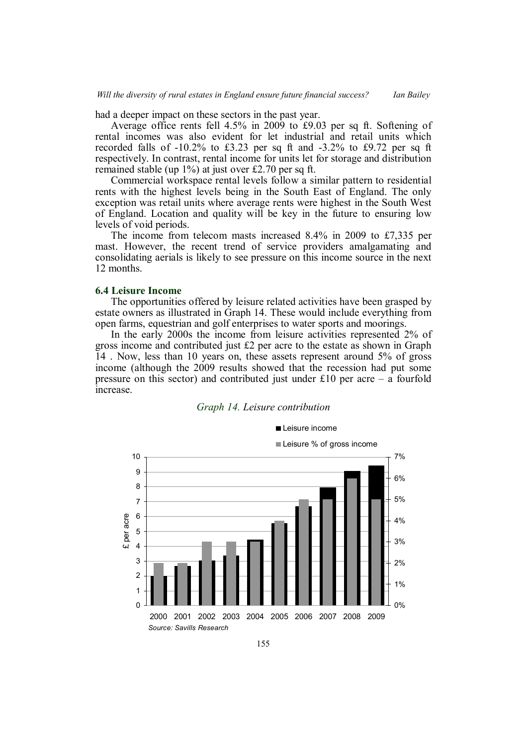had a deeper impact on these sectors in the past year.

Average office rents fell 4.5% in 2009 to £9.03 per sq ft. Softening of rental incomes was also evident for let industrial and retail units which recorded falls of -10.2% to £3.23 per sq ft and -3.2% to £9.72 per sq ft respectively. In contrast, rental income for units let for storage and distribution remained stable (up 1%) at just over £2.70 per sq ft.

Commercial workspace rental levels follow a similar pattern to residential rents with the highest levels being in the South East of England. The only exception was retail units where average rents were highest in the South West of England. Location and quality will be key in the future to ensuring low levels of void periods.

The income from telecom masts increased 8.4% in 2009 to £7,335 per mast. However, the recent trend of service providers amalgamating and consolidating aerials is likely to see pressure on this income source in the next 12 months.

### 6.4 Leisure Income

The opportunities offered by leisure related activities have been grasped by estate owners as illustrated in Graph 14. These would include everything from open farms, equestrian and golf enterprises to water sports and moorings.

In the early 2000s the income from leisure activities represented 2% of gross income and contributed just £2 per acre to the estate as shown in Graph 14 . Now, less than 10 years on, these assets represent around 5% of gross income (although the 2009 results showed that the recession had put some pressure on this sector) and contributed just under £10 per acre – a fourfold increase.

*Graph 14. Leisure contribution*

*Source: Savills Research*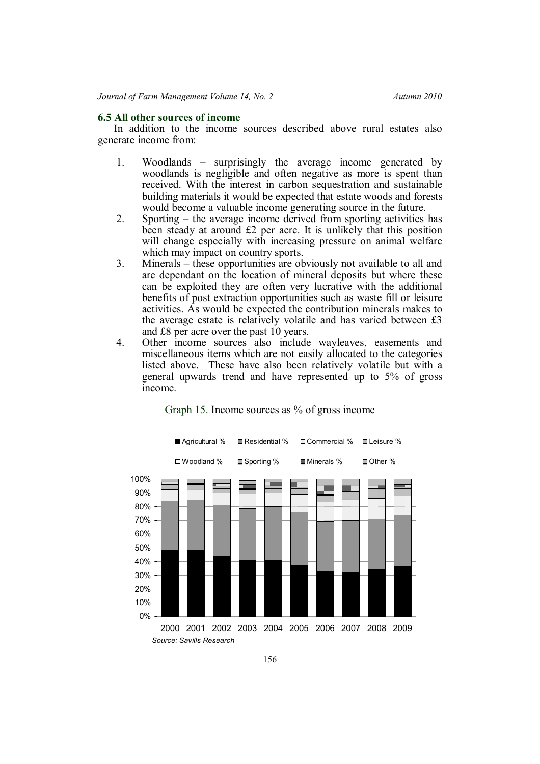## 6.5 All other sources of income

In addition to the income sources described above rural estates also generate income from:

1. Woodlands – surprisingly the average income generated by woodlands is negligible and often negative as more is spent than received. With the interest in carbon sequestration and sustainable building materials it would be expected that estate woods and forests would become a valuable income generating source in the future.
2. Sporting – the average income derived from sporting activities has been steady at around £2 per acre. It is unlikely that this position will change especially with increasing pressure on animal welfare which may impact on country sports.
3. Minerals – these opportunities are obviously not available to all and are dependant on the location of mineral deposits but where these can be exploited they are often very lucrative with the additional benefits of post extraction opportunities such as waste fill or leisure activities. As would be expected the contribution minerals makes to the average estate is relatively volatile and has varied between £3 and £8 per acre over the past 10 years.
4. Other income sources also include wayleaves, easements and miscellaneous items which are not easily allocated to the categories listed above. These have also been relatively volatile but with a general upwards trend and have represented up to 5% of gross income.

Graph 15. Income sources as % of gross income

Source: Savills Research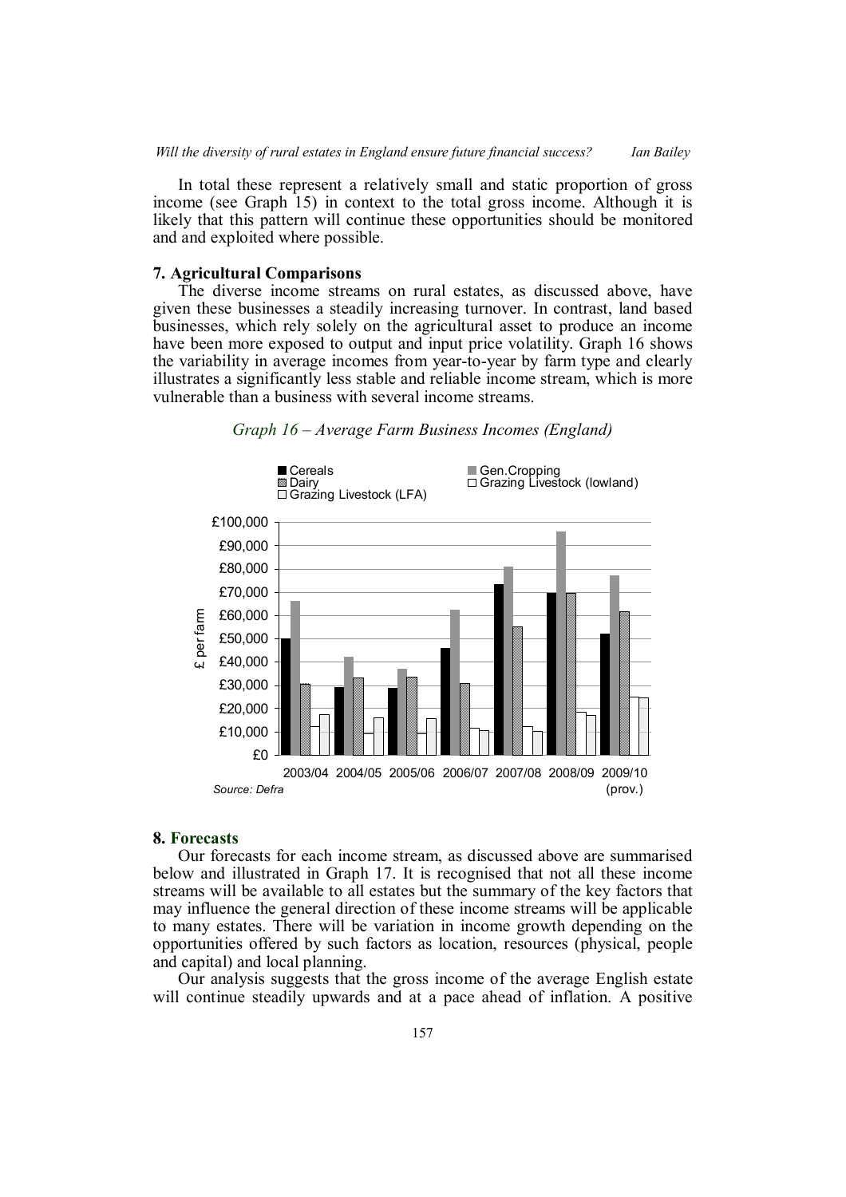In total these represent a relatively small and static proportion of gross income (see Graph 15) in context to the total gross income. Although it is likely that this pattern will continue these opportunities should be monitored and and exploited where possible.

## 7. Agricultural Comparisons

The diverse income streams on rural estates, as discussed above, have given these businesses a steadily increasing turnover. In contrast, land based businesses, which rely solely on the agricultural asset to produce an income have been more exposed to output and input price volatility. Graph 16 shows the variability in average incomes from year-to-year by farm type and clearly illustrates a significantly less stable and reliable income stream, which is more vulnerable than a business with several income streams.

*Graph 16 – Average Farm Business Incomes (England)*

Legend: Cereals; Gen.Cropping; Dairy; Grazing Livestock (lowland); Grazing Livestock (LFA)

£ per farm

£100,000
£90,000
£80,000
£70,000
£60,000
£50,000
£40,000
£30,000
£20,000
£10,000
£0

2003/04 2004/05 2005/06 2006/07 2007/08 2008/09 2009/10 (prov.)

*Source: Defra*

## 8. Forecasts

Our forecasts for each income stream, as discussed above are summarised below and illustrated in Graph 17. It is recognised that not all these income streams will be available to all estates but the summary of the key factors that may influence the general direction of these income streams will be applicable to many estates. There will be variation in income growth depending on the opportunities offered by such factors as location, resources (physical, people and capital) and local planning.

Our analysis suggests that the gross income of the average English estate will continue steadily upwards and at a pace ahead of inflation. A positive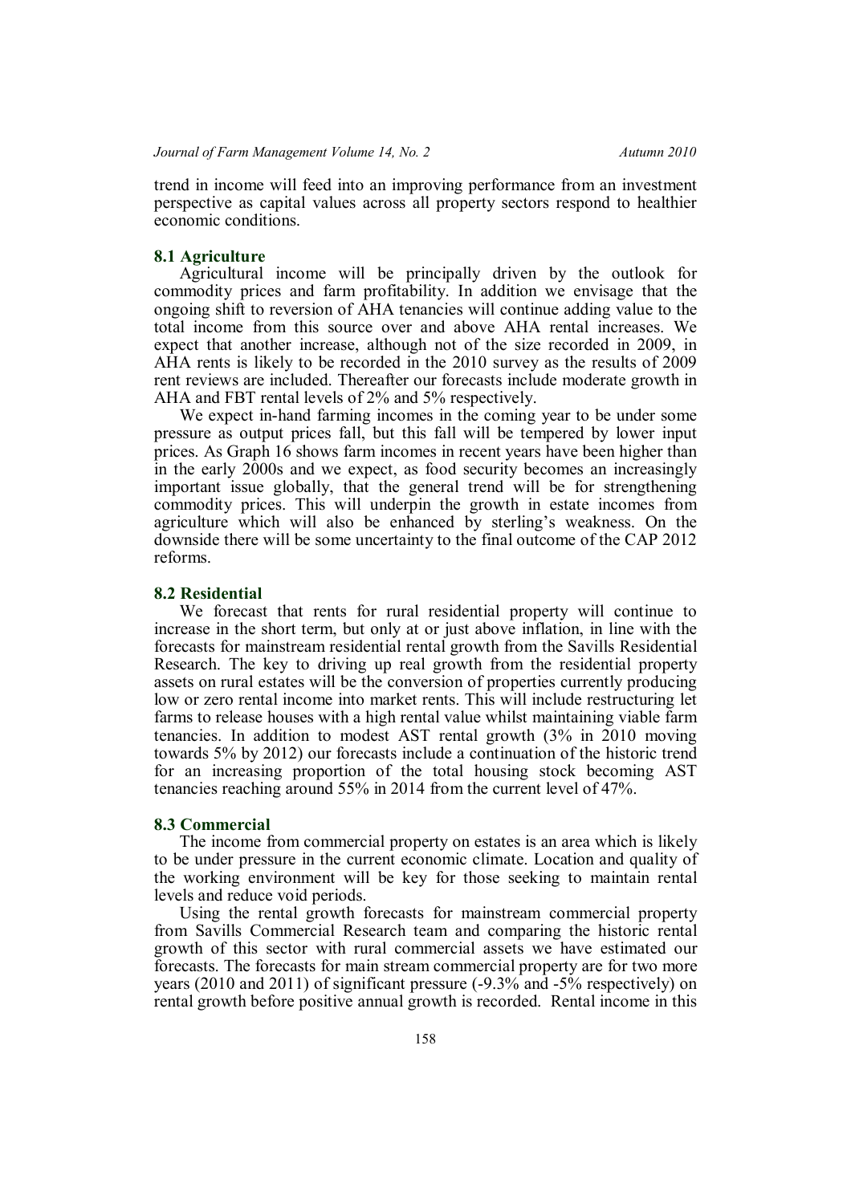trend in income will feed into an improving performance from an investment perspective as capital values across all property sectors respond to healthier economic conditions.

### 8.1 Agriculture

Agricultural income will be principally driven by the outlook for commodity prices and farm profitability. In addition we envisage that the ongoing shift to reversion of AHA tenancies will continue adding value to the total income from this source over and above AHA rental increases. We expect that another increase, although not of the size recorded in 2009, in AHA rents is likely to be recorded in the 2010 survey as the results of 2009 rent reviews are included. Thereafter our forecasts include moderate growth in AHA and FBT rental levels of 2% and 5% respectively.

We expect in-hand farming incomes in the coming year to be under some pressure as output prices fall, but this fall will be tempered by lower input prices. As Graph 16 shows farm incomes in recent years have been higher than in the early 2000s and we expect, as food security becomes an increasingly important issue globally, that the general trend will be for strengthening commodity prices. This will underpin the growth in estate incomes from agriculture which will also be enhanced by sterling's weakness. On the downside there will be some uncertainty to the final outcome of the CAP 2012 reforms.

### 8.2 Residential

We forecast that rents for rural residential property will continue to increase in the short term, but only at or just above inflation, in line with the forecasts for mainstream residential rental growth from the Savills Residential Research. The key to driving up real growth from the residential property assets on rural estates will be the conversion of properties currently producing low or zero rental income into market rents. This will include restructuring let farms to release houses with a high rental value whilst maintaining viable farm tenancies. In addition to modest AST rental growth (3% in 2010 moving towards 5% by 2012) our forecasts include a continuation of the historic trend for an increasing proportion of the total housing stock becoming AST tenancies reaching around 55% in 2014 from the current level of 47%.

### 8.3 Commercial

The income from commercial property on estates is an area which is likely to be under pressure in the current economic climate. Location and quality of the working environment will be key for those seeking to maintain rental levels and reduce void periods.

Using the rental growth forecasts for mainstream commercial property from Savills Commercial Research team and comparing the historic rental growth of this sector with rural commercial assets we have estimated our forecasts. The forecasts for main stream commercial property are for two more years (2010 and 2011) of significant pressure (-9.3% and -5% respectively) on rental growth before positive annual growth is recorded. Rental income in this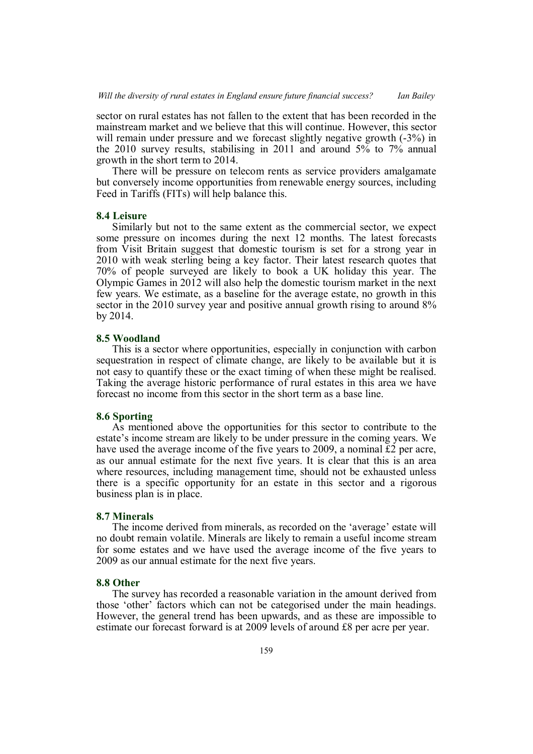sector on rural estates has not fallen to the extent that has been recorded in the mainstream market and we believe that this will continue. However, this sector will remain under pressure and we forecast slightly negative growth (-3%) in the 2010 survey results, stabilising in 2011 and around 5% to 7% annual growth in the short term to 2014.

There will be pressure on telecom rents as service providers amalgamate but conversely income opportunities from renewable energy sources, including Feed in Tariffs (FITs) will help balance this.

### 8.4 Leisure

Similarly but not to the same extent as the commercial sector, we expect some pressure on incomes during the next 12 months. The latest forecasts from Visit Britain suggest that domestic tourism is set for a strong year in 2010 with weak sterling being a key factor. Their latest research quotes that 70% of people surveyed are likely to book a UK holiday this year. The Olympic Games in 2012 will also help the domestic tourism market in the next few years. We estimate, as a baseline for the average estate, no growth in this sector in the 2010 survey year and positive annual growth rising to around 8% by 2014.

### 8.5 Woodland

This is a sector where opportunities, especially in conjunction with carbon sequestration in respect of climate change, are likely to be available but it is not easy to quantify these or the exact timing of when these might be realised. Taking the average historic performance of rural estates in this area we have forecast no income from this sector in the short term as a base line.

### 8.6 Sporting

As mentioned above the opportunities for this sector to contribute to the estate's income stream are likely to be under pressure in the coming years. We have used the average income of the five years to 2009, a nominal £2 per acre, as our annual estimate for the next five years. It is clear that this is an area where resources, including management time, should not be exhausted unless there is a specific opportunity for an estate in this sector and a rigorous business plan is in place.

### 8.7 Minerals

The income derived from minerals, as recorded on the 'average' estate will no doubt remain volatile. Minerals are likely to remain a useful income stream for some estates and we have used the average income of the five years to 2009 as our annual estimate for the next five years.

### 8.8 Other

The survey has recorded a reasonable variation in the amount derived from those 'other' factors which can not be categorised under the main headings. However, the general trend has been upwards, and as these are impossible to estimate our forecast forward is at 2009 levels of around £8 per acre per year.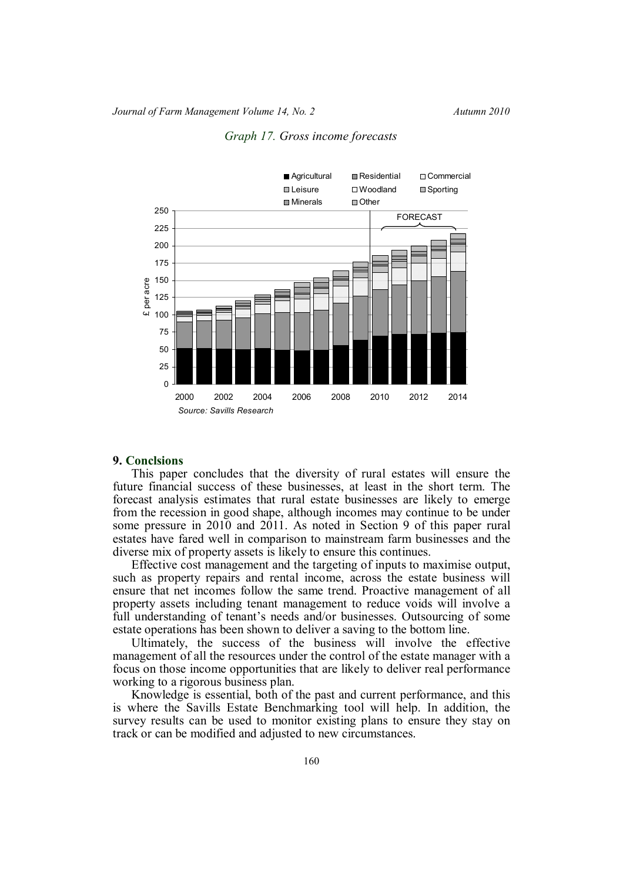*Graph 17. Gross income forecasts*

## 9. Conclsions

This paper concludes that the diversity of rural estates will ensure the future financial success of these businesses, at least in the short term. The forecast analysis estimates that rural estate businesses are likely to emerge from the recession in good shape, although incomes may continue to be under some pressure in 2010 and 2011. As noted in Section 9 of this paper rural estates have fared well in comparison to mainstream farm businesses and the diverse mix of property assets is likely to ensure this continues.

Effective cost management and the targeting of inputs to maximise output, such as property repairs and rental income, across the estate business will ensure that net incomes follow the same trend. Proactive management of all property assets including tenant management to reduce voids will involve a full understanding of tenant's needs and/or businesses. Outsourcing of some estate operations has been shown to deliver a saving to the bottom line.

Ultimately, the success of the business will involve the effective management of all the resources under the control of the estate manager with a focus on those income opportunities that are likely to deliver real performance working to a rigorous business plan.

Knowledge is essential, both of the past and current performance, and this is where the Savills Estate Benchmarking tool will help. In addition, the survey results can be used to monitor existing plans to ensure they stay on track or can be modified and adjusted to new circumstances.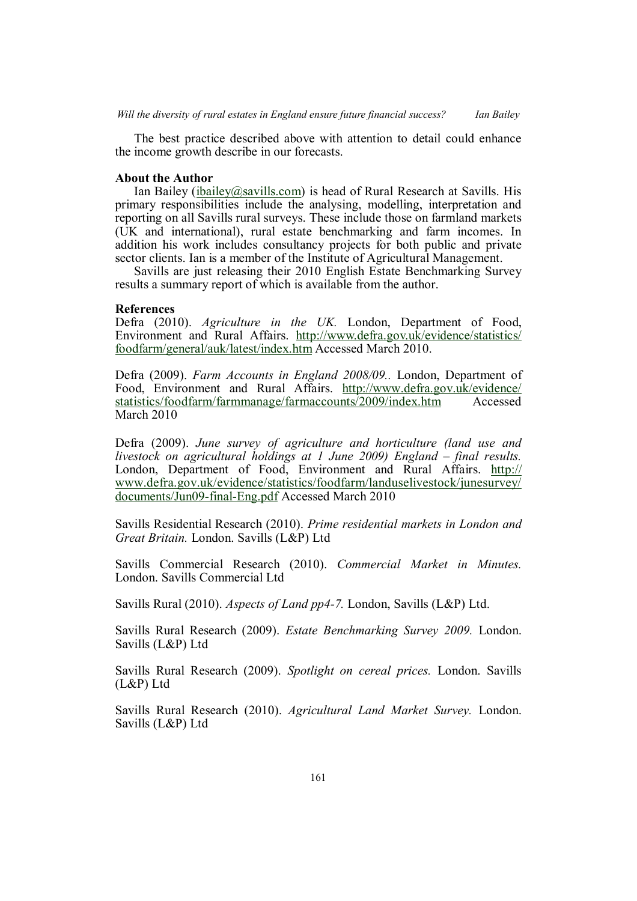The best practice described above with attention to detail could enhance the income growth describe in our forecasts.

**About the Author**

Ian Bailey (ibailey@savills.com) is head of Rural Research at Savills. His primary responsibilities include the analysing, modelling, interpretation and reporting on all Savills rural surveys. These include those on farmland markets (UK and international), rural estate benchmarking and farm incomes. In addition his work includes consultancy projects for both public and private sector clients. Ian is a member of the Institute of Agricultural Management.

Savills are just releasing their 2010 English Estate Benchmarking Survey results a summary report of which is available from the author.

**References**

Defra (2010). *Agriculture in the UK.* London, Department of Food, Environment and Rural Affairs. http://www.defra.gov.uk/evidence/statistics/foodfarm/general/auk/latest/index.htm Accessed March 2010.

Defra (2009). *Farm Accounts in England 2008/09..* London, Department of Food, Environment and Rural Affairs. http://www.defra.gov.uk/evidence/statistics/foodfarm/farmmanage/farmaccounts/2009/index.htm Accessed March 2010

Defra (2009). *June survey of agriculture and horticulture (land use and livestock on agricultural holdings at 1 June 2009) England – final results.* London, Department of Food, Environment and Rural Affairs. http://www.defra.gov.uk/evidence/statistics/foodfarm/landuselivestock/junesurvey/documents/Jun09-final-Eng.pdf Accessed March 2010

Savills Residential Research (2010). *Prime residential markets in London and Great Britain.* London. Savills (L&P) Ltd

Savills Commercial Research (2010). *Commercial Market in Minutes.* London. Savills Commercial Ltd

Savills Rural (2010). *Aspects of Land pp4-7.* London, Savills (L&P) Ltd.

Savills Rural Research (2009). *Estate Benchmarking Survey 2009.* London. Savills (L&P) Ltd

Savills Rural Research (2009). *Spotlight on cereal prices.* London. Savills (L&P) Ltd

Savills Rural Research (2010). *Agricultural Land Market Survey.* London. Savills (L&P) Ltd